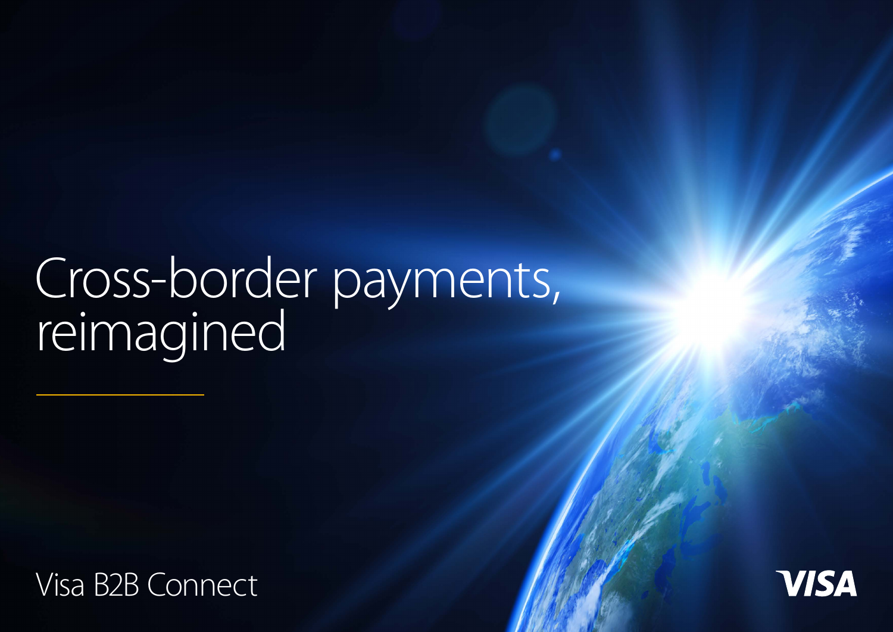# Cross-border payments, reimagined

Visa B2B Connect

VISA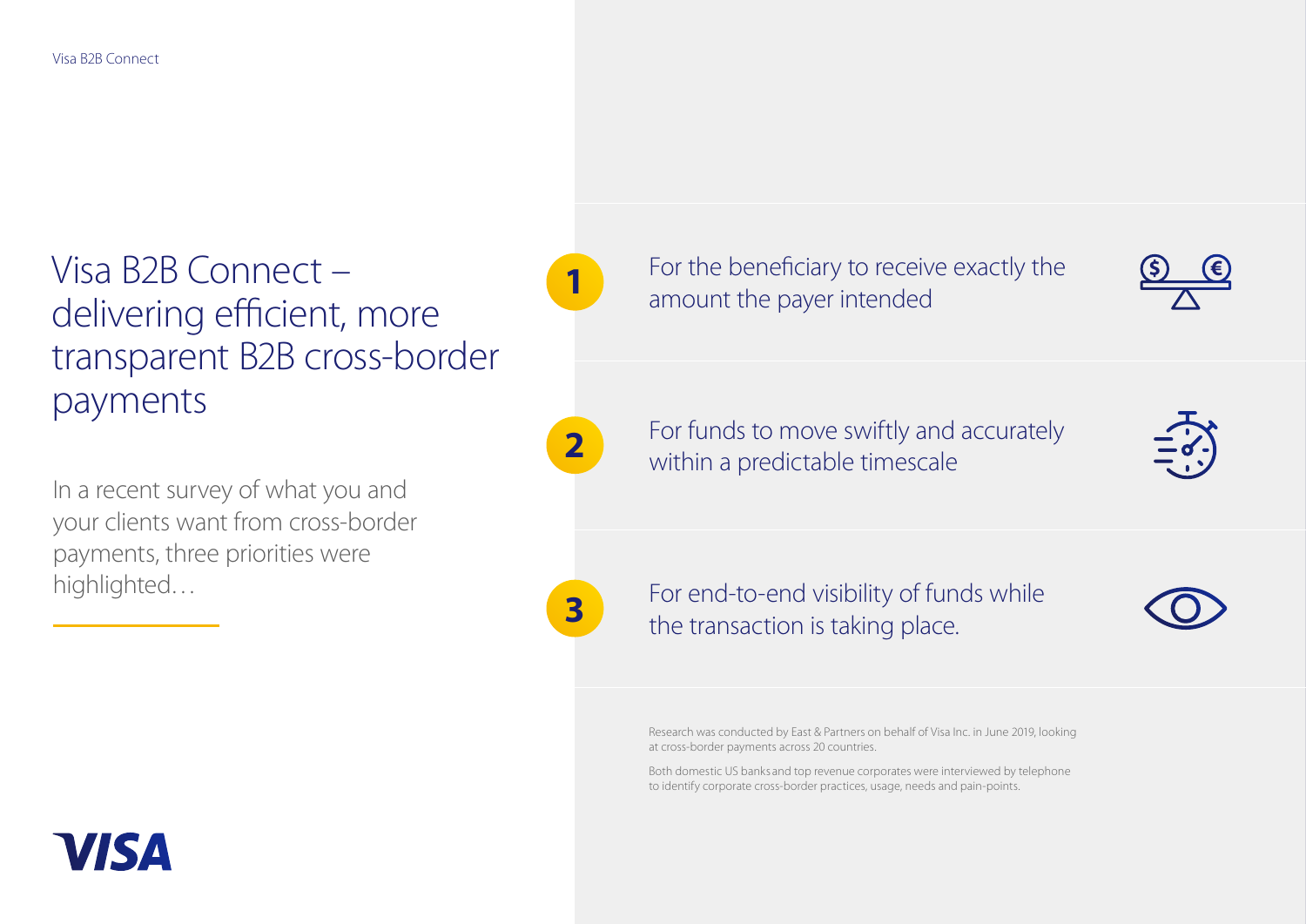# Visa B2B Connect – delivering efficient, more transparent B2B cross-border payments

In a recent survey of what you and your clients want from cross-border payments, three priorities were highlighted…

1. For the beneficiary to receive exactly the amount the payer intended
2. For funds to move swiftly and accurately within a predictable timescale
3. For end-to-end visibility of funds while the transaction is taking place.

Research was conducted by East & Partners on behalf of Visa Inc. in June 2019, looking at cross-border payments across 20 countries.

Both domestic US banks and top revenue corporates were interviewed by telephone to identify corporate cross-border practices, usage, needs and pain-points.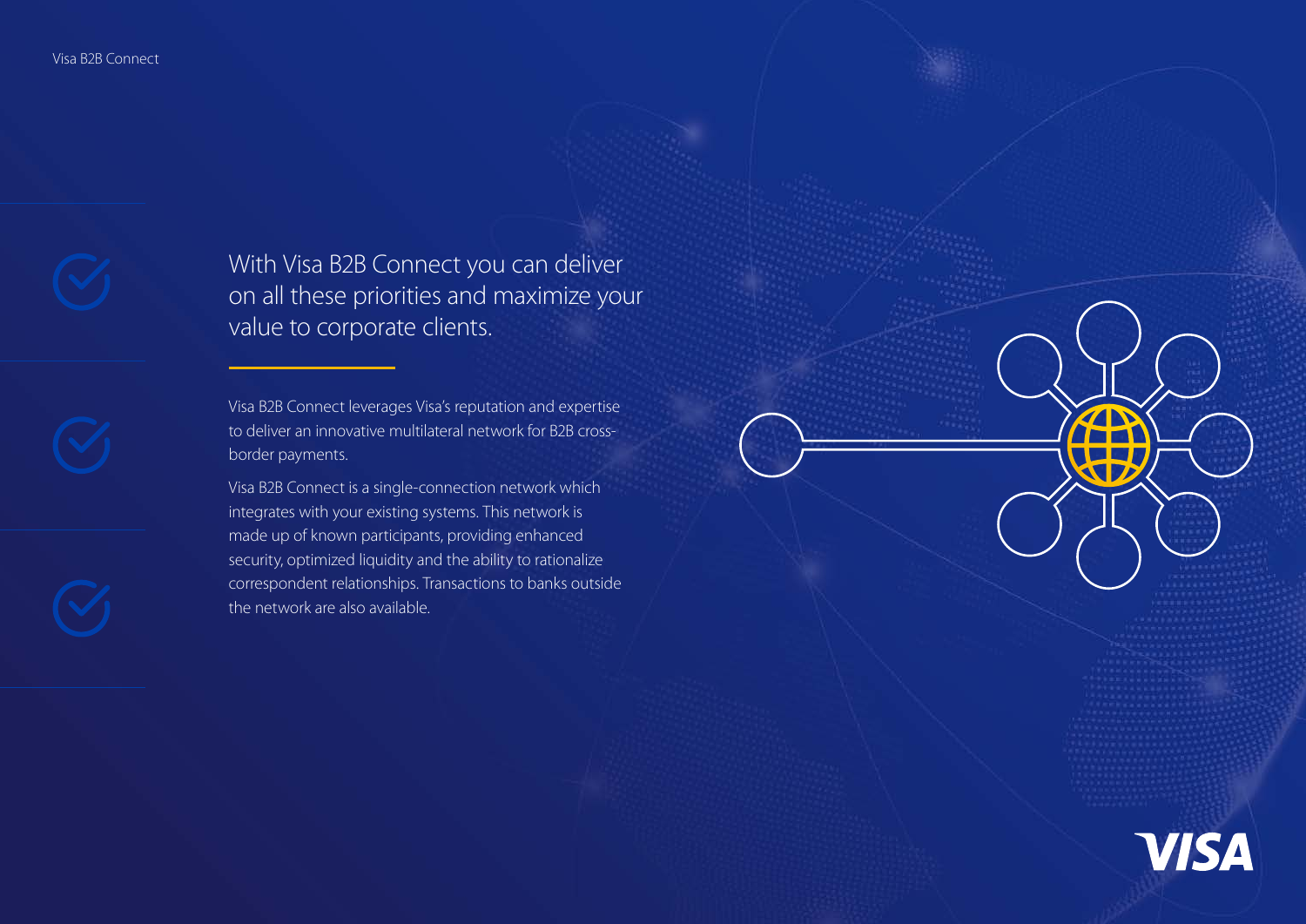## With Visa B2B Connect you can deliver on all these priorities and maximize your value to corporate clients.

Visa B2B Connect leverages Visa's reputation and expertise to deliver an innovative multilateral network for B2B cross-border payments.

Visa B2B Connect is a single-connection network which integrates with your existing systems. This network is made up of known participants, providing enhanced security, optimized liquidity and the ability to rationalize correspondent relationships. Transactions to banks outside the network are also available.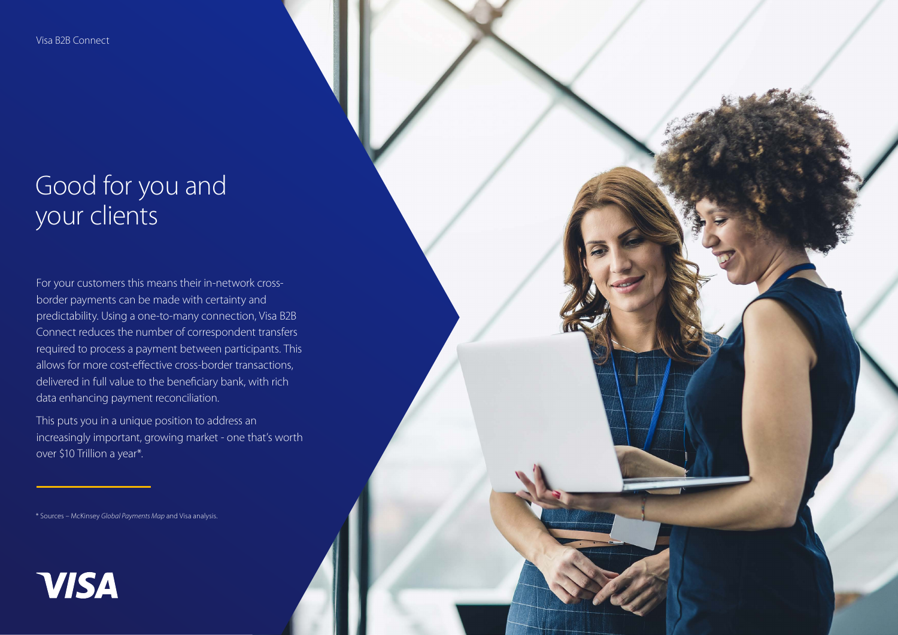# Good for you and your clients

For your customers this means their in-network cross-border payments can be made with certainty and predictability. Using a one-to-many connection, Visa B2B Connect reduces the number of correspondent transfers required to process a payment between participants. This allows for more cost-effective cross-border transactions, delivered in full value to the beneficiary bank, with rich data enhancing payment reconciliation.

This puts you in a unique position to address an increasingly important, growing market - one that's worth over $10 Trillion a year*.

* Sources – McKinsey *Global Payments Map* and Visa analysis.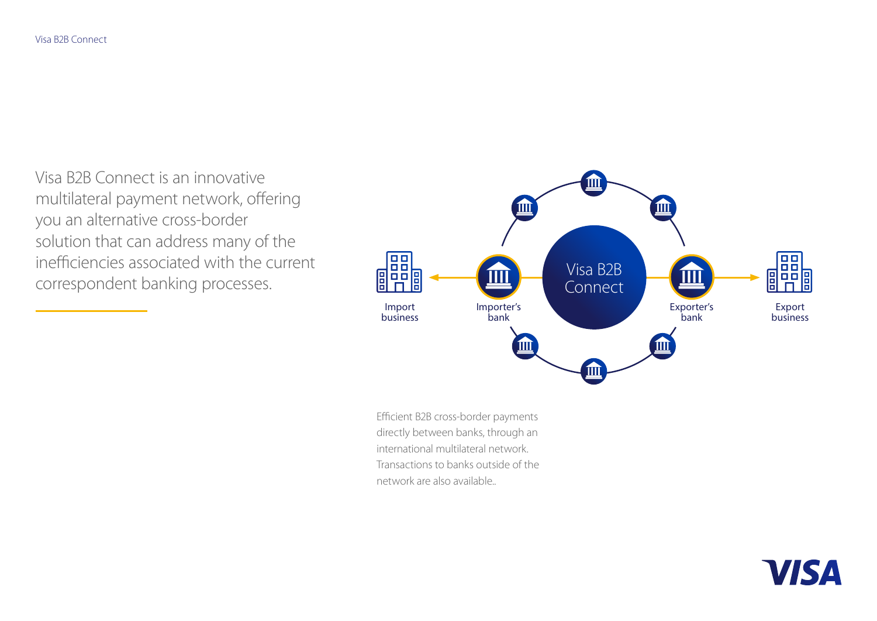Visa B2B Connect is an innovative multilateral payment network, offering you an alternative cross-border solution that can address many of the inefficiencies associated with the current correspondent banking processes.

Import business

Importer's bank

Visa B2B Connect

Exporter's bank

Export business

Efficient B2B cross-border payments directly between banks, through an international multilateral network. Transactions to banks outside of the network are also available..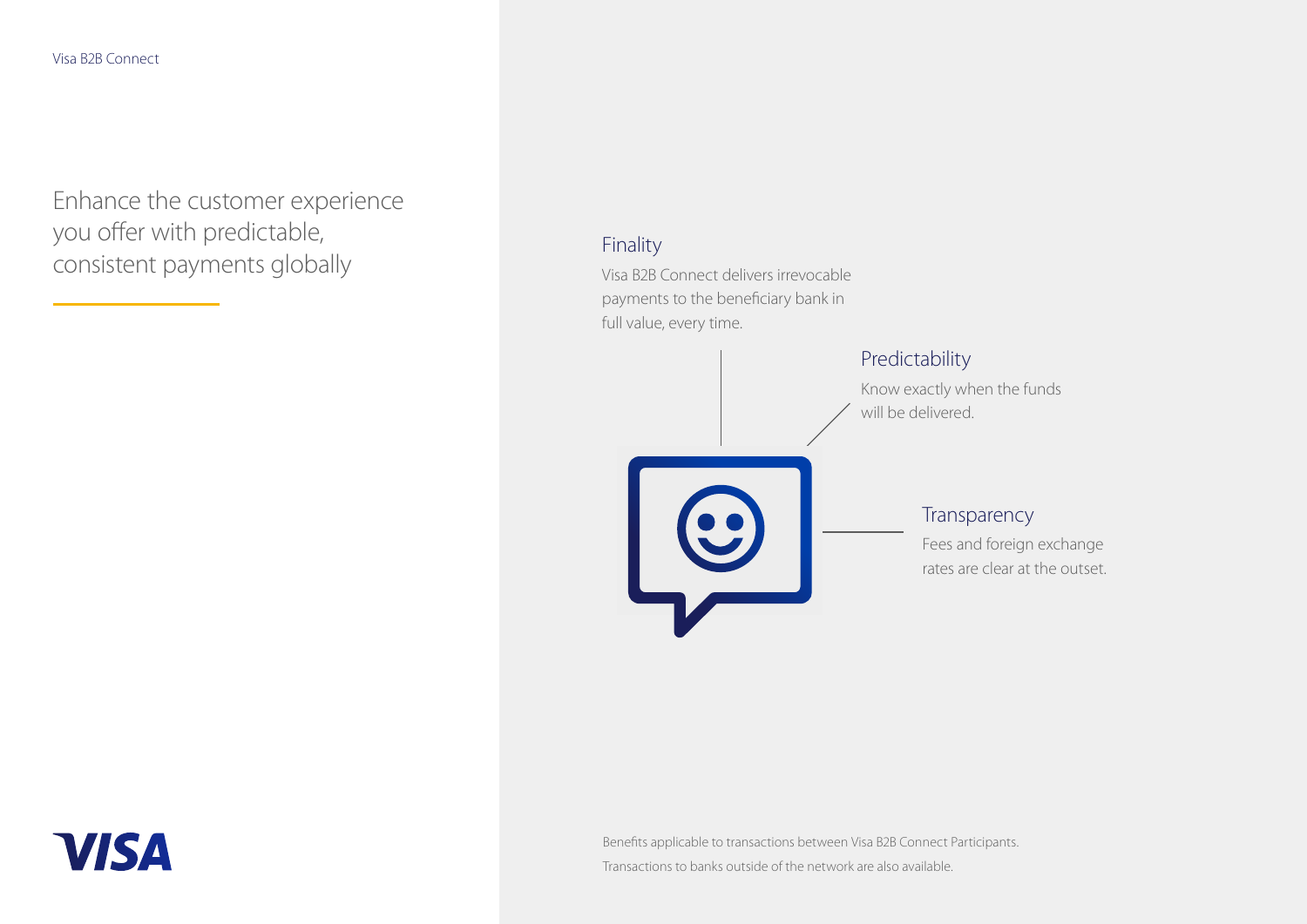# Enhance the customer experience you offer with predictable, consistent payments globally

## Finality

Visa B2B Connect delivers irrevocable payments to the beneficiary bank in full value, every time.

## Predictability

Know exactly when the funds will be delivered.

## Transparency

Fees and foreign exchange rates are clear at the outset.

Benefits applicable to transactions between Visa B2B Connect Participants.

Transactions to banks outside of the network are also available.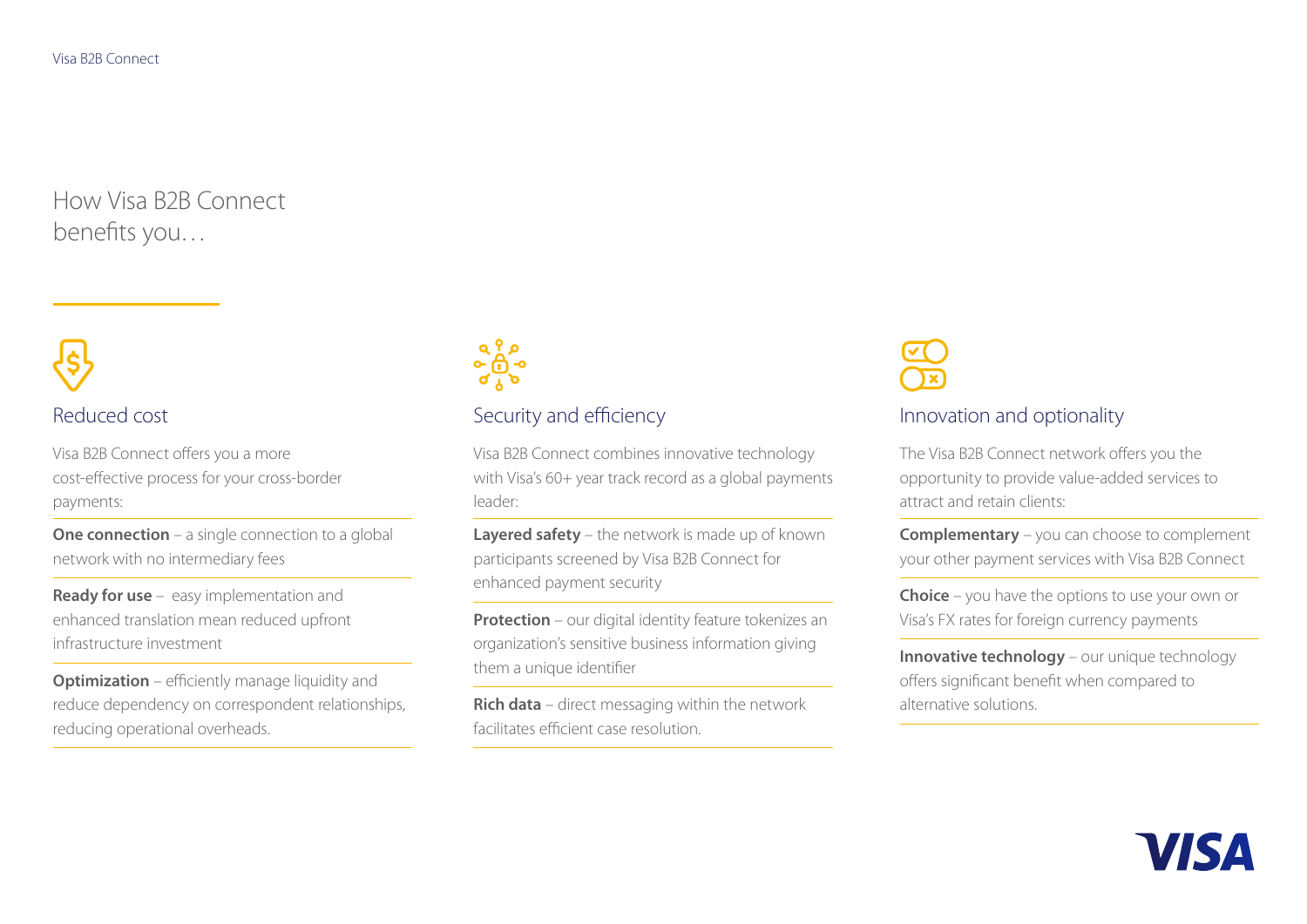# How Visa B2B Connect benefits you…

## Reduced cost

Visa B2B Connect offers you a more cost-effective process for your cross-border payments:

**One connection** – a single connection to a global network with no intermediary fees

**Ready for use** – easy implementation and enhanced translation mean reduced upfront infrastructure investment

**Optimization** – efficiently manage liquidity and reduce dependency on correspondent relationships, reducing operational overheads.

## Security and efficiency

Visa B2B Connect combines innovative technology with Visa's 60+ year track record as a global payments leader:

**Layered safety** – the network is made up of known participants screened by Visa B2B Connect for enhanced payment security

**Protection** – our digital identity feature tokenizes an organization's sensitive business information giving them a unique identifier

**Rich data** – direct messaging within the network facilitates efficient case resolution.

## Innovation and optionality

The Visa B2B Connect network offers you the opportunity to provide value-added services to attract and retain clients:

**Complementary** – you can choose to complement your other payment services with Visa B2B Connect

**Choice** – you have the options to use your own or Visa's FX rates for foreign currency payments

**Innovative technology** – our unique technology offers significant benefit when compared to alternative solutions.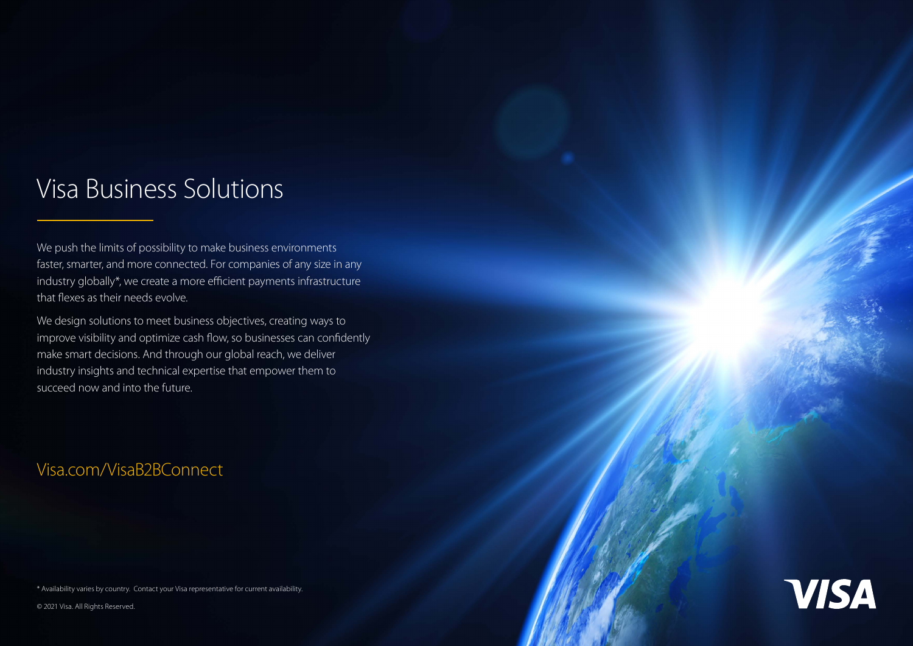# Visa Business Solutions

We push the limits of possibility to make business environments faster, smarter, and more connected. For companies of any size in any industry globally*, we create a more efficient payments infrastructure that flexes as their needs evolve.

We design solutions to meet business objectives, creating ways to improve visibility and optimize cash flow, so businesses can confidently make smart decisions. And through our global reach, we deliver industry insights and technical expertise that empower them to succeed now and into the future.

Visa.com/VisaB2BConnect

* Availability varies by country. Contact your Visa representative for current availability.

© 2021 Visa. All Rights Reserved.